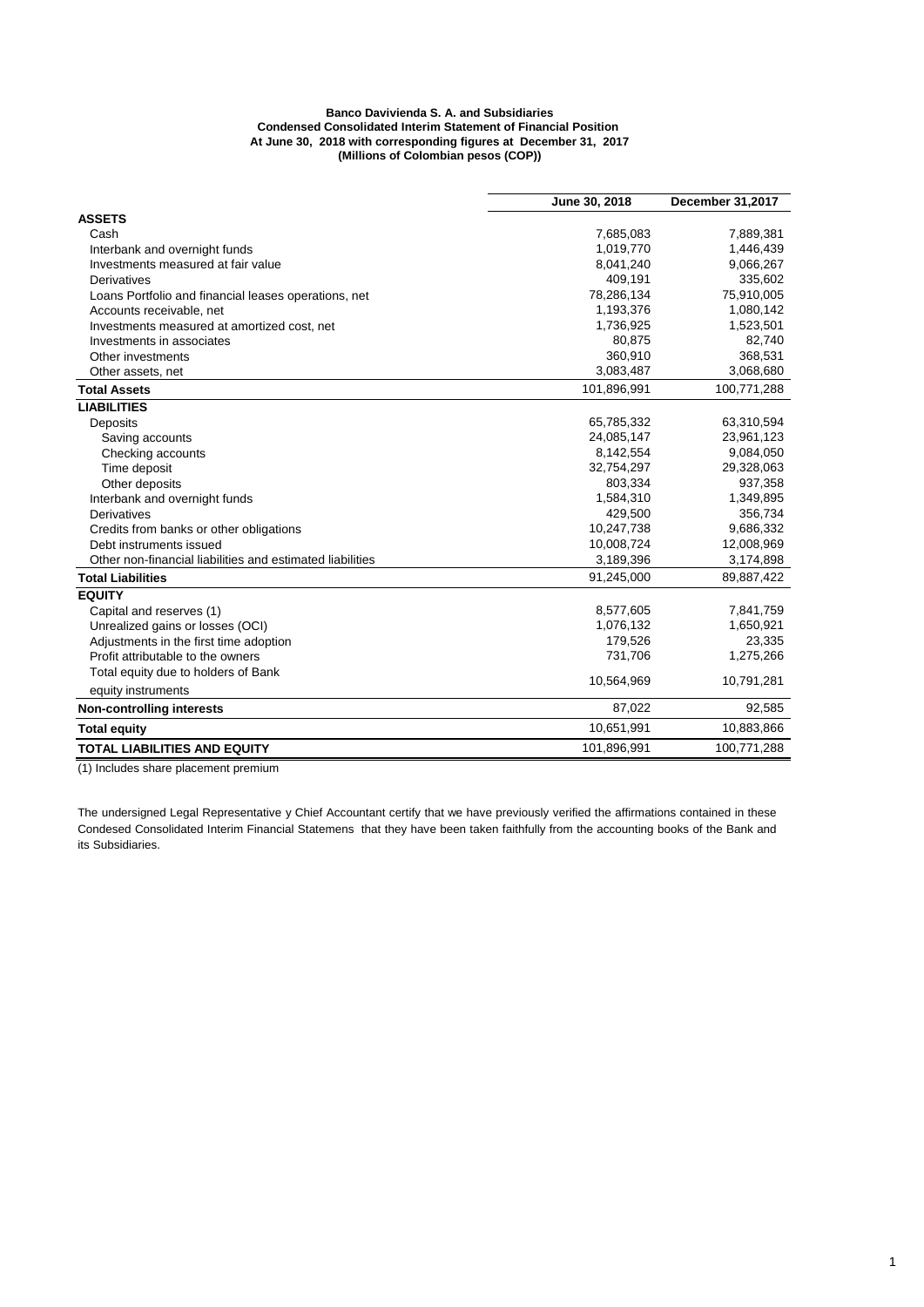**Banco Davivienda S. A. and Subsidiaries**
**Condensed Consolidated Interim Statement of Financial Position**
**At June 30, 2018 with corresponding figures at December 31, 2017**
**(Millions of Colombian pesos (COP))**

| | June 30, 2018 | December 31,2017 |
|---|---|---|
| **ASSETS** | | |
| Cash | 7,685,083 | 7,889,381 |
| Interbank and overnight funds | 1,019,770 | 1,446,439 |
| Investments measured at fair value | 8,041,240 | 9,066,267 |
| Derivatives | 409,191 | 335,602 |
| Loans Portfolio and financial leases operations, net | 78,286,134 | 75,910,005 |
| Accounts receivable, net | 1,193,376 | 1,080,142 |
| Investments measured at amortized cost, net | 1,736,925 | 1,523,501 |
| Investments in associates | 80,875 | 82,740 |
| Other investments | 360,910 | 368,531 |
| Other assets, net | 3,083,487 | 3,068,680 |
| **Total Assets** | 101,896,991 | 100,771,288 |
| **LIABILITIES** | | |
| Deposits | 65,785,332 | 63,310,594 |
| Saving accounts | 24,085,147 | 23,961,123 |
| Checking accounts | 8,142,554 | 9,084,050 |
| Time deposit | 32,754,297 | 29,328,063 |
| Other deposits | 803,334 | 937,358 |
| Interbank and overnight funds | 1,584,310 | 1,349,895 |
| Derivatives | 429,500 | 356,734 |
| Credits from banks or other obligations | 10,247,738 | 9,686,332 |
| Debt instruments issued | 10,008,724 | 12,008,969 |
| Other non-financial liabilities and estimated liabilities | 3,189,396 | 3,174,898 |
| **Total Liabilities** | 91,245,000 | 89,887,422 |
| **EQUITY** | | |
| Capital and reserves (1) | 8,577,605 | 7,841,759 |
| Unrealized gains or losses (OCI) | 1,076,132 | 1,650,921 |
| Adjustments in the first time adoption | 179,526 | 23,335 |
| Profit attributable to the owners | 731,706 | 1,275,266 |
| Total equity due to holders of Bank equity instruments | 10,564,969 | 10,791,281 |
| **Non-controlling interests** | 87,022 | 92,585 |
| **Total equity** | 10,651,991 | 10,883,866 |
| **TOTAL LIABILITIES AND EQUITY** | 101,896,991 | 100,771,288 |

(1) Includes share placement premium

The undersigned Legal Representative y Chief Accountant certify that we have previously verified the affirmations contained in these Condesed Consolidated Interim Financial Statemens that they have been taken faithfully from the accounting books of the Bank and its Subsidiaries.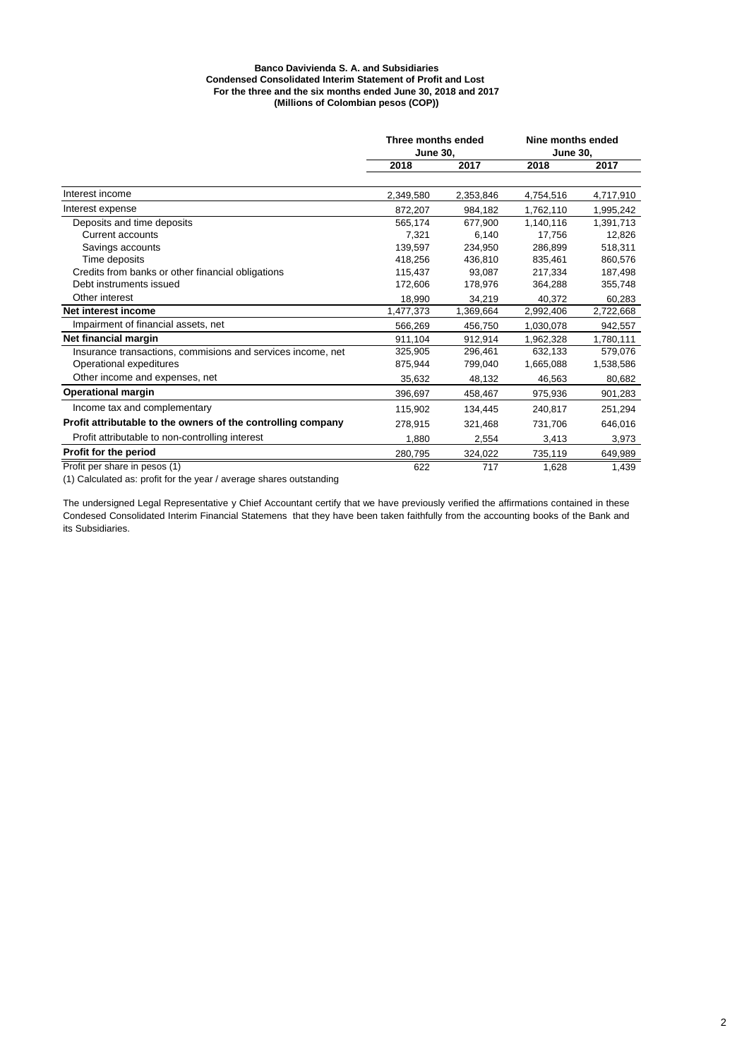**Banco Davivienda S. A. and Subsidiaries**
**Condensed Consolidated Interim Statement of Profit and Lost**
**For the three and the six months ended June 30, 2018 and 2017**
**(Millions of Colombian pesos (COP))**

| | Three months ended June 30, | | Nine months ended June 30, | |
|---|---|---|---|---|
| | **2018** | **2017** | **2018** | **2017** |
| Interest income | 2,349,580 | 2,353,846 | 4,754,516 | 4,717,910 |
| Interest expense | 872,207 | 984,182 | 1,762,110 | 1,995,242 |
| Deposits and time deposits | 565,174 | 677,900 | 1,140,116 | 1,391,713 |
| Current accounts | 7,321 | 6,140 | 17,756 | 12,826 |
| Savings accounts | 139,597 | 234,950 | 286,899 | 518,311 |
| Time deposits | 418,256 | 436,810 | 835,461 | 860,576 |
| Credits from banks or other financial obligations | 115,437 | 93,087 | 217,334 | 187,498 |
| Debt instruments issued | 172,606 | 178,976 | 364,288 | 355,748 |
| Other interest | 18,990 | 34,219 | 40,372 | 60,283 |
| **Net interest income** | 1,477,373 | 1,369,664 | 2,992,406 | 2,722,668 |
| Impairment of financial assets, net | 566,269 | 456,750 | 1,030,078 | 942,557 |
| **Net financial margin** | 911,104 | 912,914 | 1,962,328 | 1,780,111 |
| Insurance transactions, commisions and services income, net | 325,905 | 296,461 | 632,133 | 579,076 |
| Operational expeditures | 875,944 | 799,040 | 1,665,088 | 1,538,586 |
| Other income and expenses, net | 35,632 | 48,132 | 46,563 | 80,682 |
| **Operational margin** | 396,697 | 458,467 | 975,936 | 901,283 |
| Income tax and complementary | 115,902 | 134,445 | 240,817 | 251,294 |
| **Profit attributable to the owners of the controlling company** | 278,915 | 321,468 | 731,706 | 646,016 |
| Profit attributable to non-controlling interest | 1,880 | 2,554 | 3,413 | 3,973 |
| **Profit for the period** | 280,795 | 324,022 | 735,119 | 649,989 |
| Profit per share in pesos (1) | 622 | 717 | 1,628 | 1,439 |

(1) Calculated as: profit for the year / average shares outstanding

The undersigned Legal Representative y Chief Accountant certify that we have previously verified the affirmations contained in these Condesed Consolidated Interim Financial Statemens that they have been taken faithfully from the accounting books of the Bank and its Subsidiaries.